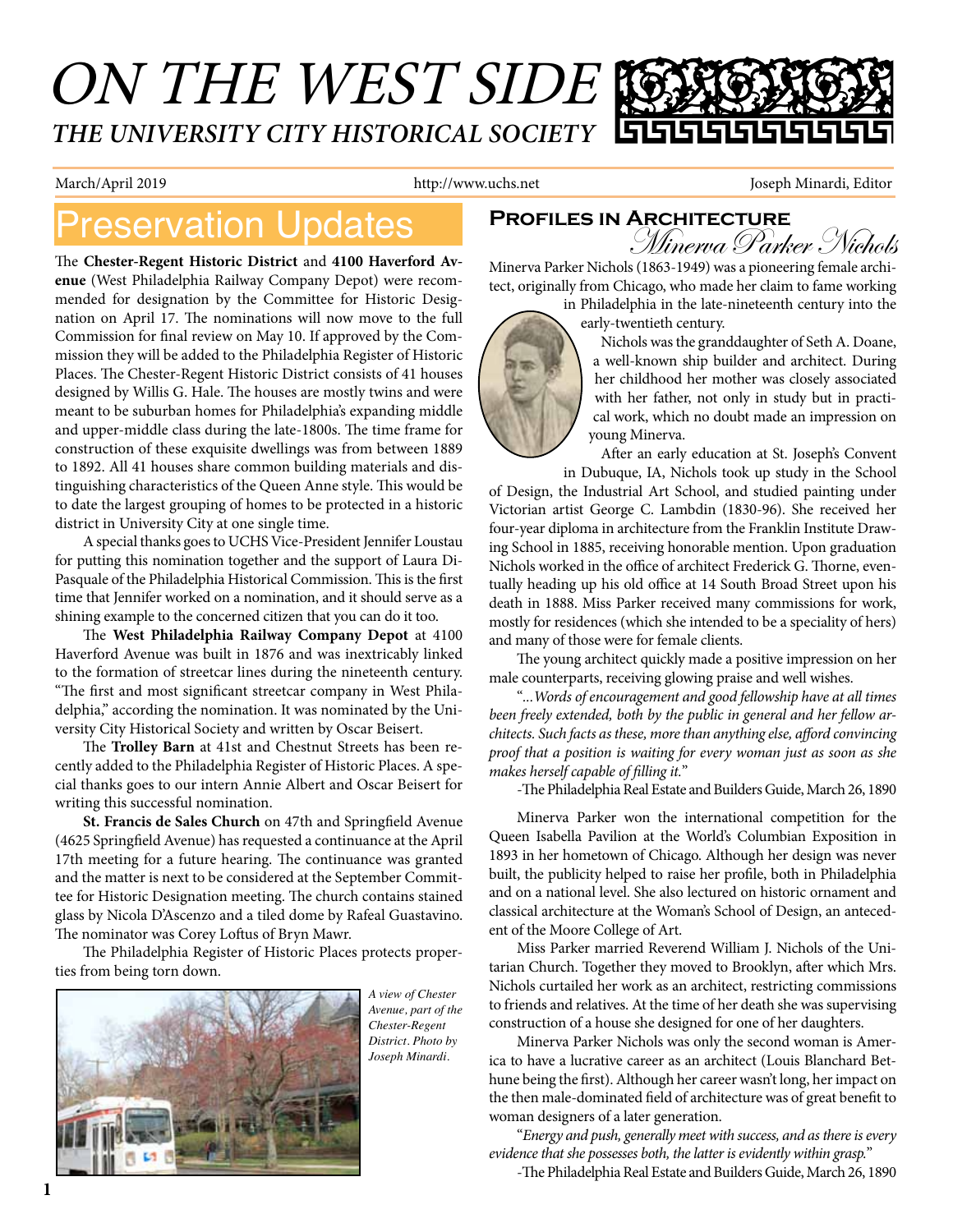# ON THE WEST SIDE

## THE UNIVERSITY CITY HISTORICAL SOCIETY

March/April 2019 http://www.uchs.net Joseph Minardi, Editor

## Preservation Updates

The **Chester-Regent Historic District** and **4100 Haverford Avenue** (West Philadelphia Railway Company Depot) were recommended for designation by the Committee for Historic Designation on April 17. The nominations will now move to the full Commission for final review on May 10. If approved by the Commission they will be added to the Philadelphia Register of Historic Places. The Chester-Regent Historic District consists of 41 houses designed by Willis G. Hale. The houses are mostly twins and were meant to be suburban homes for Philadelphia's expanding middle and upper-middle class during the late-1800s. The time frame for construction of these exquisite dwellings was from between 1889 to 1892. All 41 houses share common building materials and distinguishing characteristics of the Queen Anne style. This would be to date the largest grouping of homes to be protected in a historic district in University City at one single time.

A special thanks goes to UCHS Vice-President Jennifer Loustau for putting this nomination together and the support of Laura DiPasquale of the Philadelphia Historical Commission. This is the first time that Jennifer worked on a nomination, and it should serve as a shining example to the concerned citizen that you can do it too.

The **West Philadelphia Railway Company Depot** at 4100 Haverford Avenue was built in 1876 and was inextricably linked to the formation of streetcar lines during the nineteenth century. "The first and most significant streetcar company in West Philadelphia," according the nomination. It was nominated by the University City Historical Society and written by Oscar Beisert.

The **Trolley Barn** at 41st and Chestnut Streets has been recently added to the Philadelphia Register of Historic Places. A special thanks goes to our intern Annie Albert and Oscar Beisert for writing this successful nomination.

**St. Francis de Sales Church** on 47th and Springfield Avenue (4625 Springfield Avenue) has requested a continuance at the April 17th meeting for a future hearing. The continuance was granted and the matter is next to be considered at the September Committee for Historic Designation meeting. The church contains stained glass by Nicola D'Ascenzo and a tiled dome by Rafeal Guastavino. The nominator was Corey Loftus of Bryn Mawr.

The Philadelphia Register of Historic Places protects properties from being torn down.

*A view of Chester Avenue, part of the Chester-Regent District. Photo by Joseph Minardi.*

## PROFILES IN ARCHITECTURE

### *Minerva Parker Nichols*

Minerva Parker Nichols (1863-1949) was a pioneering female architect, originally from Chicago, who made her claim to fame working in Philadelphia in the late-nineteenth century into the early-twentieth century.

Nichols was the granddaughter of Seth A. Doane, a well-known ship builder and architect. During her childhood her mother was closely associated with her father, not only in study but in practical work, which no doubt made an impression on young Minerva.

After an early education at St. Joseph's Convent in Dubuque, IA, Nichols took up study in the School of Design, the Industrial Art School, and studied painting under Victorian artist George C. Lambdin (1830-96). She received her four-year diploma in architecture from the Franklin Institute Drawing School in 1885, receiving honorable mention. Upon graduation Nichols worked in the office of architect Frederick G. Thorne, eventually heading up his old office at 14 South Broad Street upon his death in 1888. Miss Parker received many commissions for work, mostly for residences (which she intended to be a speciality of hers) and many of those were for female clients.

The young architect quickly made a positive impression on her male counterparts, receiving glowing praise and well wishes.

"*...Words of encouragement and good fellowship have at all times been freely extended, both by the public in general and her fellow architects. Such facts as these, more than anything else, afford convincing proof that a position is waiting for every woman just as soon as she makes herself capable of filling it.*"

-The Philadelphia Real Estate and Builders Guide, March 26, 1890

Minerva Parker won the international competition for the Queen Isabella Pavilion at the World's Columbian Exposition in 1893 in her hometown of Chicago. Although her design was never built, the publicity helped to raise her profile, both in Philadelphia and on a national level. She also lectured on historic ornament and classical architecture at the Woman's School of Design, an antecedent of the Moore College of Art.

Miss Parker married Reverend William J. Nichols of the Unitarian Church. Together they moved to Brooklyn, after which Mrs. Nichols curtailed her work as an architect, restricting commissions to friends and relatives. At the time of her death she was supervising construction of a house she designed for one of her daughters.

Minerva Parker Nichols was only the second woman is America to have a lucrative career as an architect (Louis Blanchard Bethune being the first). Although her career wasn't long, her impact on the then male-dominated field of architecture was of great benefit to woman designers of a later generation.

"*Energy and push, generally meet with success, and as there is every evidence that she possesses both, the latter is evidently within grasp.*"

-The Philadelphia Real Estate and Builders Guide, March 26, 1890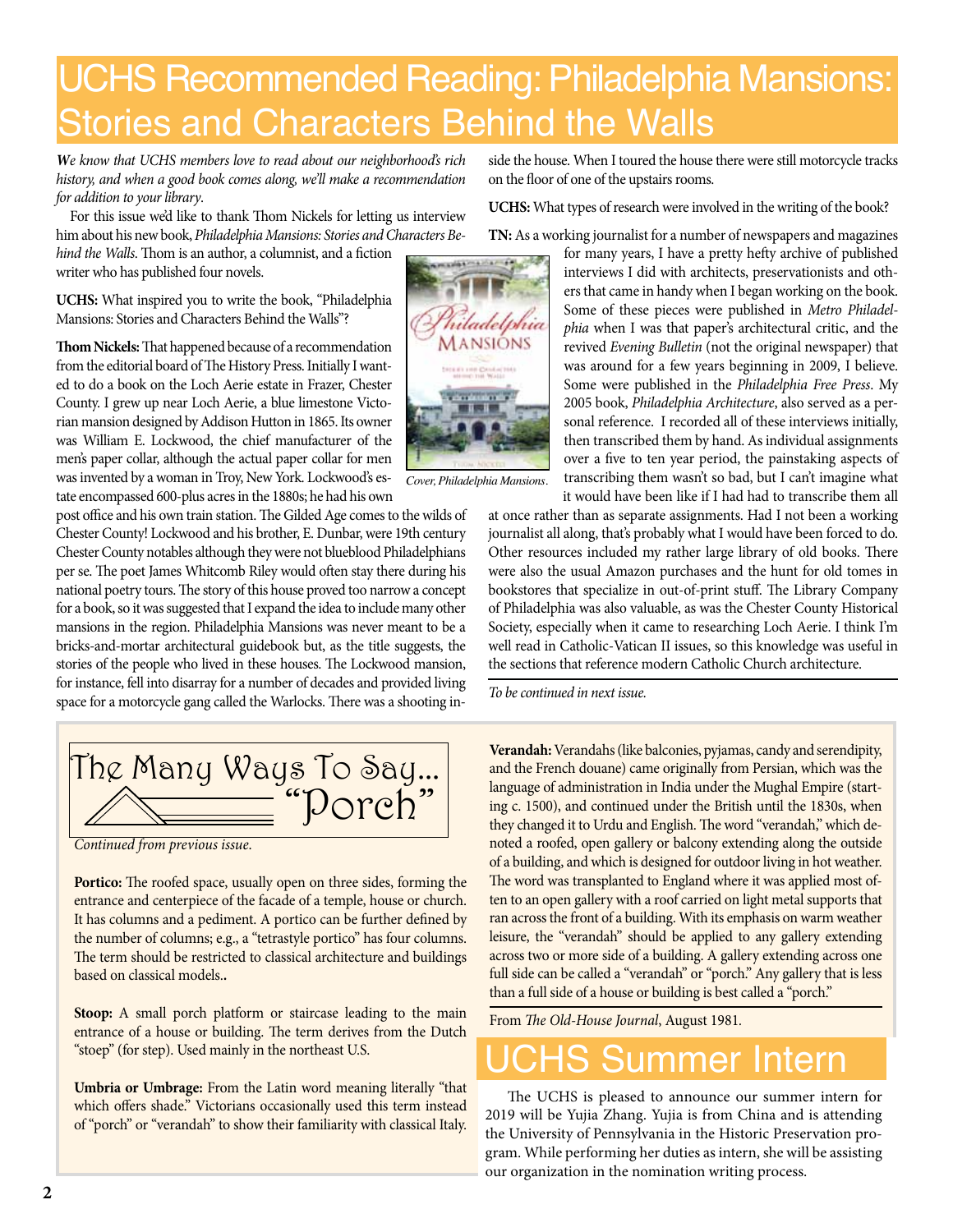# UCHS Recommended Reading: Philadelphia Mansions: Stories and Characters Behind the Walls

***We** know that UCHS members love to read about our neighborhood's rich history, and when a good book comes along, we'll make a recommendation for addition to your library*.

For this issue we'd like to thank Thom Nickels for letting us interview him about his new book, *Philadelphia Mansions: Stories and Characters Behind the Walls*. Thom is an author, a columnist, and a fiction writer who has published four novels.

**UCHS:** What inspired you to write the book, "Philadelphia Mansions: Stories and Characters Behind the Walls"?

**Thom Nickels:** That happened because of a recommendation from the editorial board of The History Press. Initially I wanted to do a book on the Loch Aerie estate in Frazer, Chester County. I grew up near Loch Aerie, a blue limestone Victorian mansion designed by Addison Hutton in 1865. Its owner was William E. Lockwood, the chief manufacturer of the men's paper collar, although the actual paper collar for men was invented by a woman in Troy, New York. Lockwood's estate encompassed 600-plus acres in the 1880s; he had his own post office and his own train station. The Gilded Age comes to the wilds of Chester County! Lockwood and his brother, E. Dunbar, were 19th century Chester County notables although they were not blueblood Philadelphians per se. The poet James Whitcomb Riley would often stay there during his national poetry tours. The story of this house proved too narrow a concept for a book, so it was suggested that I expand the idea to include many other mansions in the region. Philadelphia Mansions was never meant to be a bricks-and-mortar architectural guidebook but, as the title suggests, the stories of the people who lived in these houses. The Lockwood mansion, for instance, fell into disarray for a number of decades and provided living space for a motorcycle gang called the Warlocks. There was a shooting inside the house. When I toured the house there were still motorcycle tracks on the floor of one of the upstairs rooms.

*Cover, Philadelphia Mansions*.

**UCHS:** What types of research were involved in the writing of the book?

**TN:** As a working journalist for a number of newspapers and magazines for many years, I have a pretty hefty archive of published interviews I did with architects, preservationists and others that came in handy when I began working on the book. Some of these pieces were published in *Metro Philadelphia* when I was that paper's architectural critic, and the revived *Evening Bulletin* (not the original newspaper) that was around for a few years beginning in 2009, I believe. Some were published in the *Philadelphia Free Press*. My 2005 book, *Philadelphia Architecture*, also served as a personal reference. I recorded all of these interviews initially, then transcribed them by hand. As individual assignments over a five to ten year period, the painstaking aspects of transcribing them wasn't so bad, but I can't imagine what it would have been like if I had had to transcribe them all at once rather than as separate assignments. Had I not been a working journalist all along, that's probably what I would have been forced to do. Other resources included my rather large library of old books. There were also the usual Amazon purchases and the hunt for old tomes in bookstores that specialize in out-of-print stuff. The Library Company of Philadelphia was also valuable, as was the Chester County Historical Society, especially when it came to researching Loch Aerie. I think I'm well read in Catholic-Vatican II issues, so this knowledge was useful in the sections that reference modern Catholic Church architecture.

*To be continued in next issue.*

## The Many Ways To Say... "Porch"

*Continued from previous issue*.

**Portico:** The roofed space, usually open on three sides, forming the entrance and centerpiece of the facade of a temple, house or church. It has columns and a pediment. A portico can be further defined by the number of columns; e.g., a "tetrastyle portico" has four columns. The term should be restricted to classical architecture and buildings based on classical models..

**Stoop:** A small porch platform or staircase leading to the main entrance of a house or building. The term derives from the Dutch "stoep" (for step). Used mainly in the northeast U.S.

**Umbria or Umbrage:** From the Latin word meaning literally "that which offers shade." Victorians occasionally used this term instead of "porch" or "verandah" to show their familiarity with classical Italy.

**Verandah:** Verandahs (like balconies, pyjamas, candy and serendipity, and the French douane) came originally from Persian, which was the language of administration in India under the Mughal Empire (starting c. 1500), and continued under the British until the 1830s, when they changed it to Urdu and English. The word "verandah," which denoted a roofed, open gallery or balcony extending along the outside of a building, and which is designed for outdoor living in hot weather. The word was transplanted to England where it was applied most often to an open gallery with a roof carried on light metal supports that ran across the front of a building. With its emphasis on warm weather leisure, the "verandah" should be applied to any gallery extending across two or more side of a building. A gallery extending across one full side can be called a "verandah" or "porch." Any gallery that is less than a full side of a house or building is best called a "porch."

From *The Old-House Journal*, August 1981.

# UCHS Summer Intern

The UCHS is pleased to announce our summer intern for 2019 will be Yujia Zhang. Yujia is from China and is attending the University of Pennsylvania in the Historic Preservation program. While performing her duties as intern, she will be assisting our organization in the nomination writing process.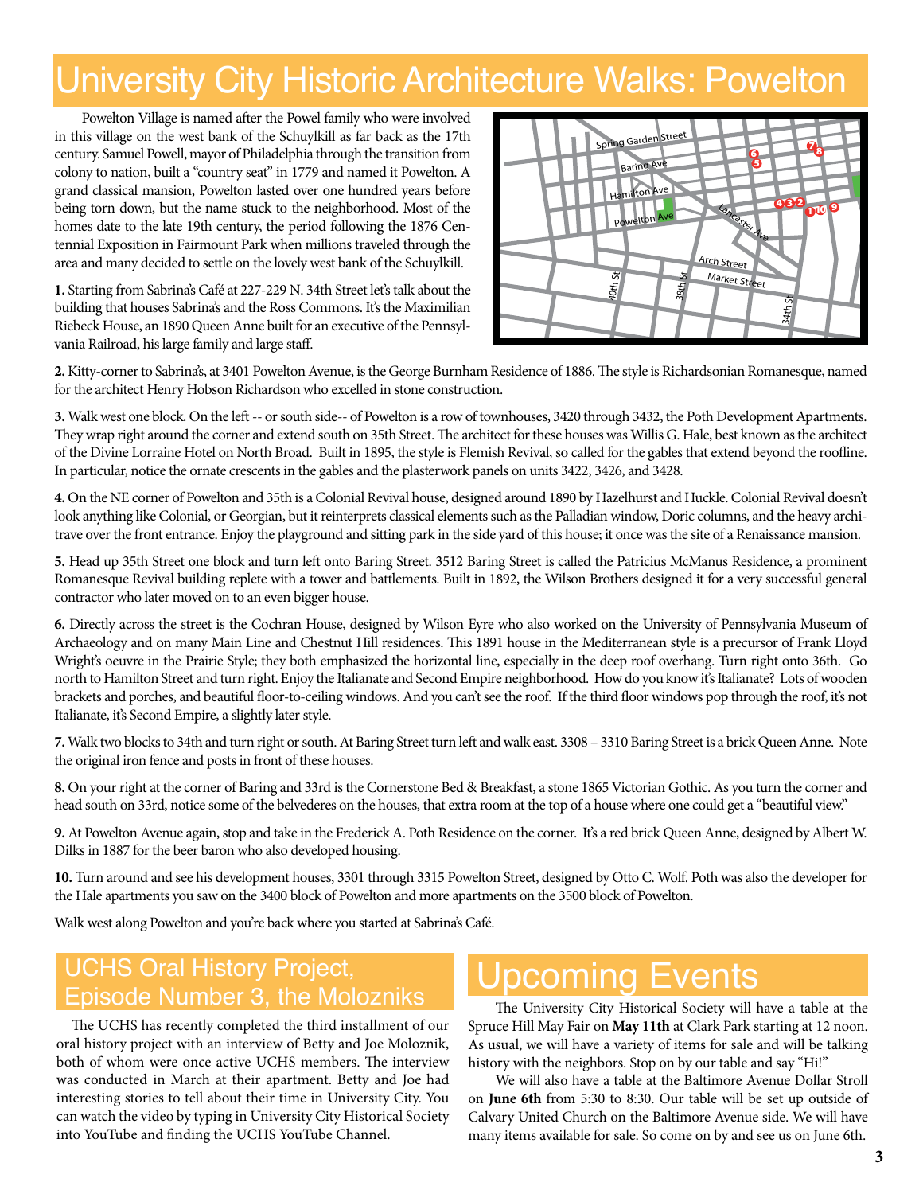# University City Historic Architecture Walks: Powelton

Powelton Village is named after the Powel family who were involved in this village on the west bank of the Schuylkill as far back as the 17th century. Samuel Powell, mayor of Philadelphia through the transition from colony to nation, built a "country seat" in 1779 and named it Powelton. A grand classical mansion, Powelton lasted over one hundred years before being torn down, but the name stuck to the neighborhood. Most of the homes date to the late 19th century, the period following the 1876 Centennial Exposition in Fairmount Park when millions traveled through the area and many decided to settle on the lovely west bank of the Schuylkill.

**1.** Starting from Sabrina's Café at 227-229 N. 34th Street let's talk about the building that houses Sabrina's and the Ross Commons. It's the Maximilian Riebeck House, an 1890 Queen Anne built for an executive of the Pennsylvania Railroad, his large family and large staff.

**2.** Kitty-corner to Sabrina's, at 3401 Powelton Avenue, is the George Burnham Residence of 1886. The style is Richardsonian Romanesque, named for the architect Henry Hobson Richardson who excelled in stone construction.

**3.** Walk west one block. On the left -- or south side-- of Powelton is a row of townhouses, 3420 through 3432, the Poth Development Apartments. They wrap right around the corner and extend south on 35th Street. The architect for these houses was Willis G. Hale, best known as the architect of the Divine Lorraine Hotel on North Broad. Built in 1895, the style is Flemish Revival, so called for the gables that extend beyond the roofline. In particular, notice the ornate crescents in the gables and the plasterwork panels on units 3422, 3426, and 3428.

**4.** On the NE corner of Powelton and 35th is a Colonial Revival house, designed around 1890 by Hazelhurst and Huckle. Colonial Revival doesn't look anything like Colonial, or Georgian, but it reinterprets classical elements such as the Palladian window, Doric columns, and the heavy architrave over the front entrance. Enjoy the playground and sitting park in the side yard of this house; it once was the site of a Renaissance mansion.

**5.** Head up 35th Street one block and turn left onto Baring Street. 3512 Baring Street is called the Patricius McManus Residence, a prominent Romanesque Revival building replete with a tower and battlements. Built in 1892, the Wilson Brothers designed it for a very successful general contractor who later moved on to an even bigger house.

**6.** Directly across the street is the Cochran House, designed by Wilson Eyre who also worked on the University of Pennsylvania Museum of Archaeology and on many Main Line and Chestnut Hill residences. This 1891 house in the Mediterranean style is a precursor of Frank Lloyd Wright's oeuvre in the Prairie Style; they both emphasized the horizontal line, especially in the deep roof overhang. Turn right onto 36th. Go north to Hamilton Street and turn right. Enjoy the Italianate and Second Empire neighborhood. How do you know it's Italianate? Lots of wooden brackets and porches, and beautiful floor-to-ceiling windows. And you can't see the roof. If the third floor windows pop through the roof, it's not Italianate, it's Second Empire, a slightly later style.

**7.** Walk two blocks to 34th and turn right or south. At Baring Street turn left and walk east. 3308 – 3310 Baring Street is a brick Queen Anne. Note the original iron fence and posts in front of these houses.

**8.** On your right at the corner of Baring and 33rd is the Cornerstone Bed & Breakfast, a stone 1865 Victorian Gothic. As you turn the corner and head south on 33rd, notice some of the belvederes on the houses, that extra room at the top of a house where one could get a "beautiful view."

**9.** At Powelton Avenue again, stop and take in the Frederick A. Poth Residence on the corner. It's a red brick Queen Anne, designed by Albert W. Dilks in 1887 for the beer baron who also developed housing.

**10.** Turn around and see his development houses, 3301 through 3315 Powelton Street, designed by Otto C. Wolf. Poth was also the developer for the Hale apartments you saw on the 3400 block of Powelton and more apartments on the 3500 block of Powelton.

Walk west along Powelton and you're back where you started at Sabrina's Café.

## UCHS Oral History Project, Episode Number 3, the Molozniks

The UCHS has recently completed the third installment of our oral history project with an interview of Betty and Joe Moloznik, both of whom were once active UCHS members. The interview was conducted in March at their apartment. Betty and Joe had interesting stories to tell about their time in University City. You can watch the video by typing in University City Historical Society into YouTube and finding the UCHS YouTube Channel.

## Upcoming Events

The University City Historical Society will have a table at the Spruce Hill May Fair on **May 11th** at Clark Park starting at 12 noon. As usual, we will have a variety of items for sale and will be talking history with the neighbors. Stop on by our table and say "Hi!"

We will also have a table at the Baltimore Avenue Dollar Stroll on **June 6th** from 5:30 to 8:30. Our table will be set up outside of Calvary United Church on the Baltimore Avenue side. We will have many items available for sale. So come on by and see us on June 6th.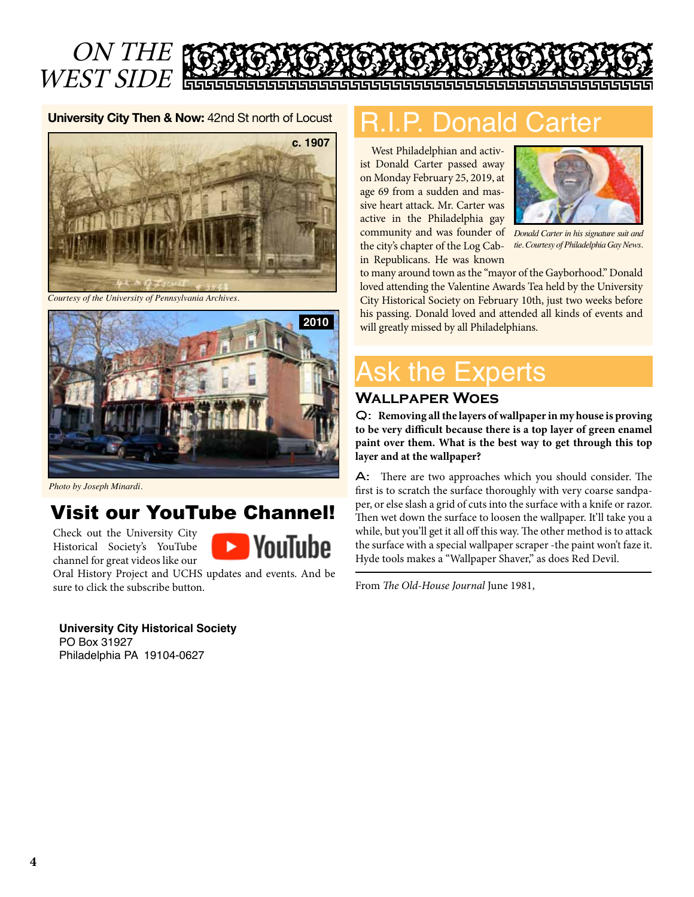# ON THE WEST SIDE

**University City Then & Now:** 42nd St north of Locust

c. 1907

*Courtesy of the University of Pennsylvania Archives.*

2010

*Photo by Joseph Minardi.*

## Visit our YouTube Channel!

Check out the University City Historical Society's YouTube channel for great videos like our Oral History Project and UCHS updates and events. And be sure to click the subscribe button.

## R.I.P. Donald Carter

West Philadelphian and activist Donald Carter passed away on Monday February 25, 2019, at age 69 from a sudden and massive heart attack. Mr. Carter was active in the Philadelphia gay community and was founder of the city's chapter of the Log Cabin Republicans. He was known to many around town as the "mayor of the Gayborhood." Donald loved attending the Valentine Awards Tea held by the University City Historical Society on February 10th, just two weeks before his passing. Donald loved and attended all kinds of events and will greatly missed by all Philadelphians.

*Donald Carter in his signature suit and tie. Courtesy of Philadelphia Gay News.*

## Ask the Experts

### Wallpaper Woes

**Q: Removing all the layers of wallpaper in my house is proving to be very difficult because there is a top layer of green enamel paint over them. What is the best way to get through this top layer and at the wallpaper?**

**A:** There are two approaches which you should consider. The first is to scratch the surface thoroughly with very coarse sandpaper, or else slash a grid of cuts into the surface with a knife or razor. Then wet down the surface to loosen the wallpaper. It'll take you a while, but you'll get it all off this way. The other method is to attack the surface with a special wallpaper scraper -the paint won't faze it. Hyde tools makes a "Wallpaper Shaver," as does Red Devil.

From *The Old-House Journal* June 1981,

**University City Historical Society**
PO Box 31927
Philadelphia PA 19104-0627